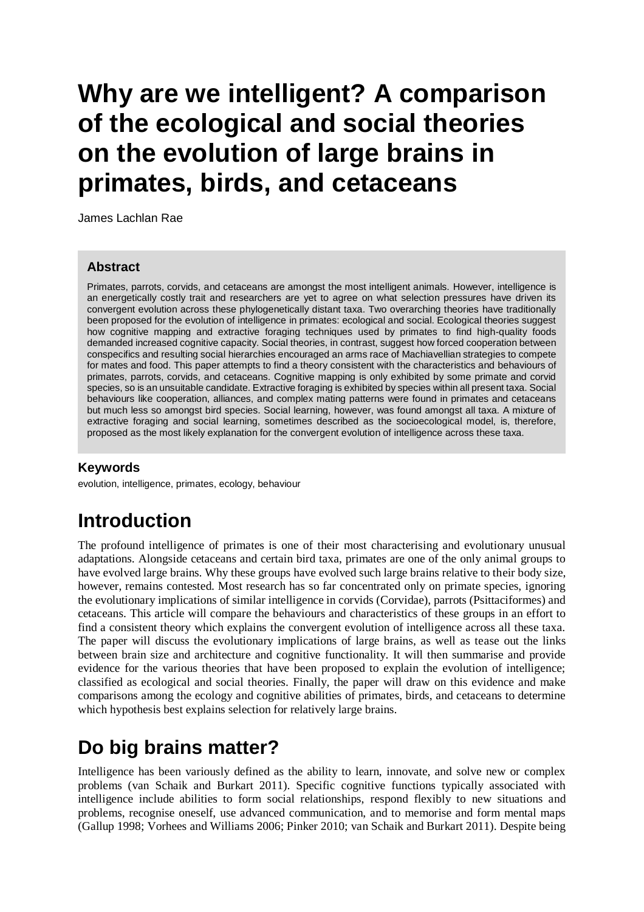# Why are we intelligent? A comparison of the ecological and social theories on the evolution of large brains in primates, birds, and cetaceans

James Lachlan Rae

### Abstract

Primates, parrots, corvids, and cetaceans are amongst the most intelligent animals. However, intelligence is an energetically costly trait and researchers are yet to agree on what selection pressures have driven its convergent evolution across these phylogenetically distant taxa. Two overarching theories have traditionally been proposed for the evolution of intelligence in primates: ecological and social. Ecological theories suggest how cognitive mapping and extractive foraging techniques used by primates to find high-quality foods demanded increased cognitive capacity. Social theories, in contrast, suggest how forced cooperation between conspecifics and resulting social hierarchies encouraged an arms race of Machiavellian strategies to compete for mates and food. This paper attempts to find a theory consistent with the characteristics and behaviours of primates, parrots, corvids, and cetaceans. Cognitive mapping is only exhibited by some primate and corvid species, so is an unsuitable candidate. Extractive foraging is exhibited by species within all present taxa. Social behaviours like cooperation, alliances, and complex mating patterns were found in primates and cetaceans but much less so amongst bird species. Social learning, however, was found amongst all taxa. A mixture of extractive foraging and social learning, sometimes described as the socioecological model, is, therefore, proposed as the most likely explanation for the convergent evolution of intelligence across these taxa.

### Keywords

evolution, intelligence, primates, ecology, behaviour

## Introduction

The profound intelligence of primates is one of their most characterising and evolutionary unusual adaptations. Alongside cetaceans and certain bird taxa, primates are one of the only animal groups to have evolved large brains. Why these groups have evolved such large brains relative to their body size, however, remains contested. Most research has so far concentrated only on primate species, ignoring the evolutionary implications of similar intelligence in corvids (Corvidae), parrots (Psittaciformes) and cetaceans. This article will compare the behaviours and characteristics of these groups in an effort to find a consistent theory which explains the convergent evolution of intelligence across all these taxa. The paper will discuss the evolutionary implications of large brains, as well as tease out the links between brain size and architecture and cognitive functionality. It will then summarise and provide evidence for the various theories that have been proposed to explain the evolution of intelligence; classified as ecological and social theories. Finally, the paper will draw on this evidence and make comparisons among the ecology and cognitive abilities of primates, birds, and cetaceans to determine which hypothesis best explains selection for relatively large brains.

## Do big brains matter?

Intelligence has been variously defined as the ability to learn, innovate, and solve new or complex problems (van Schaik and Burkart 2011). Specific cognitive functions typically associated with intelligence include abilities to form social relationships, respond flexibly to new situations and problems, recognise oneself, use advanced communication, and to memorise and form mental maps (Gallup 1998; Vorhees and Williams 2006; Pinker 2010; van Schaik and Burkart 2011). Despite being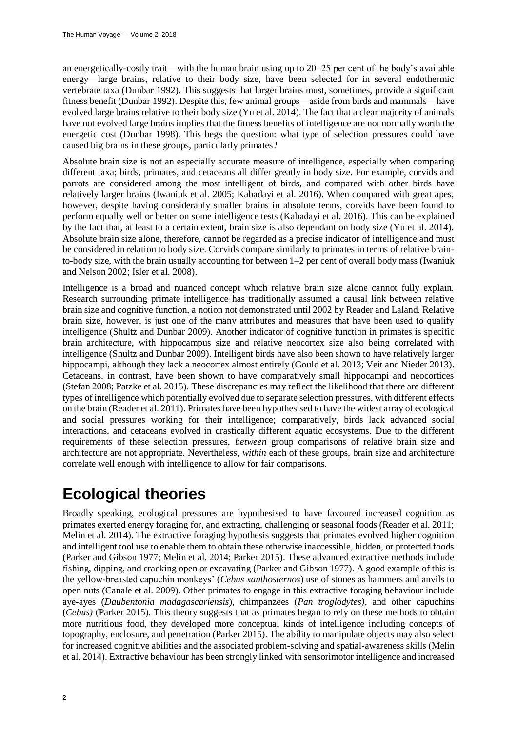an energetically-costly trait—with the human brain using up to 20–25 per cent of the body's available energy—large brains, relative to their body size, have been selected for in several endothermic vertebrate taxa (Dunbar 1992). This suggests that larger brains must, sometimes, provide a significant fitness benefit (Dunbar 1992). Despite this, few animal groups—aside from birds and mammals—have evolved large brains relative to their body size (Yu et al. 2014). The fact that a clear majority of animals have not evolved large brains implies that the fitness benefits of intelligence are not normally worth the energetic cost (Dunbar 1998). This begs the question: what type of selection pressures could have caused big brains in these groups, particularly primates?

Absolute brain size is not an especially accurate measure of intelligence, especially when comparing different taxa; birds, primates, and cetaceans all differ greatly in body size. For example, corvids and parrots are considered among the most intelligent of birds, and compared with other birds have relatively larger brains (Iwaniuk et al. 2005; Kabadayi et al. 2016). When compared with great apes, however, despite having considerably smaller brains in absolute terms, corvids have been found to perform equally well or better on some intelligence tests (Kabadayi et al. 2016). This can be explained by the fact that, at least to a certain extent, brain size is also dependant on body size (Yu et al. 2014). Absolute brain size alone, therefore, cannot be regarded as a precise indicator of intelligence and must be considered in relation to body size. Corvids compare similarly to primates in terms of relative brain-to-body size, with the brain usually accounting for between 1–2 per cent of overall body mass (Iwaniuk and Nelson 2002; Isler et al. 2008).

Intelligence is a broad and nuanced concept which relative brain size alone cannot fully explain. Research surrounding primate intelligence has traditionally assumed a causal link between relative brain size and cognitive function, a notion not demonstrated until 2002 by Reader and Laland. Relative brain size, however, is just one of the many attributes and measures that have been used to qualify intelligence (Shultz and Dunbar 2009). Another indicator of cognitive function in primates is specific brain architecture, with hippocampus size and relative neocortex size also being correlated with intelligence (Shultz and Dunbar 2009). Intelligent birds have also been shown to have relatively larger hippocampi, although they lack a neocortex almost entirely (Gould et al. 2013; Veit and Nieder 2013). Cetaceans, in contrast, have been shown to have comparatively small hippocampi and neocortices (Stefan 2008; Patzke et al. 2015). These discrepancies may reflect the likelihood that there are different types of intelligence which potentially evolved due to separate selection pressures, with different effects on the brain (Reader et al. 2011). Primates have been hypothesised to have the widest array of ecological and social pressures working for their intelligence; comparatively, birds lack advanced social interactions, and cetaceans evolved in drastically different aquatic ecosystems. Due to the different requirements of these selection pressures, *between* group comparisons of relative brain size and architecture are not appropriate. Nevertheless, *within* each of these groups, brain size and architecture correlate well enough with intelligence to allow for fair comparisons.

# Ecological theories

Broadly speaking, ecological pressures are hypothesised to have favoured increased cognition as primates exerted energy foraging for, and extracting, challenging or seasonal foods (Reader et al. 2011; Melin et al. 2014). The extractive foraging hypothesis suggests that primates evolved higher cognition and intelligent tool use to enable them to obtain these otherwise inaccessible, hidden, or protected foods (Parker and Gibson 1977; Melin et al. 2014; Parker 2015). These advanced extractive methods include fishing, dipping, and cracking open or excavating (Parker and Gibson 1977). A good example of this is the yellow-breasted capuchin monkeys' (*Cebus xanthosternos*) use of stones as hammers and anvils to open nuts (Canale et al. 2009). Other primates to engage in this extractive foraging behaviour include aye-ayes (*Daubentonia madagascariensis*), chimpanzees (*Pan troglodytes)*, and other capuchins (*Cebus)* (Parker 2015). This theory suggests that as primates began to rely on these methods to obtain more nutritious food, they developed more conceptual kinds of intelligence including concepts of topography, enclosure, and penetration (Parker 2015). The ability to manipulate objects may also select for increased cognitive abilities and the associated problem-solving and spatial-awareness skills (Melin et al. 2014). Extractive behaviour has been strongly linked with sensorimotor intelligence and increased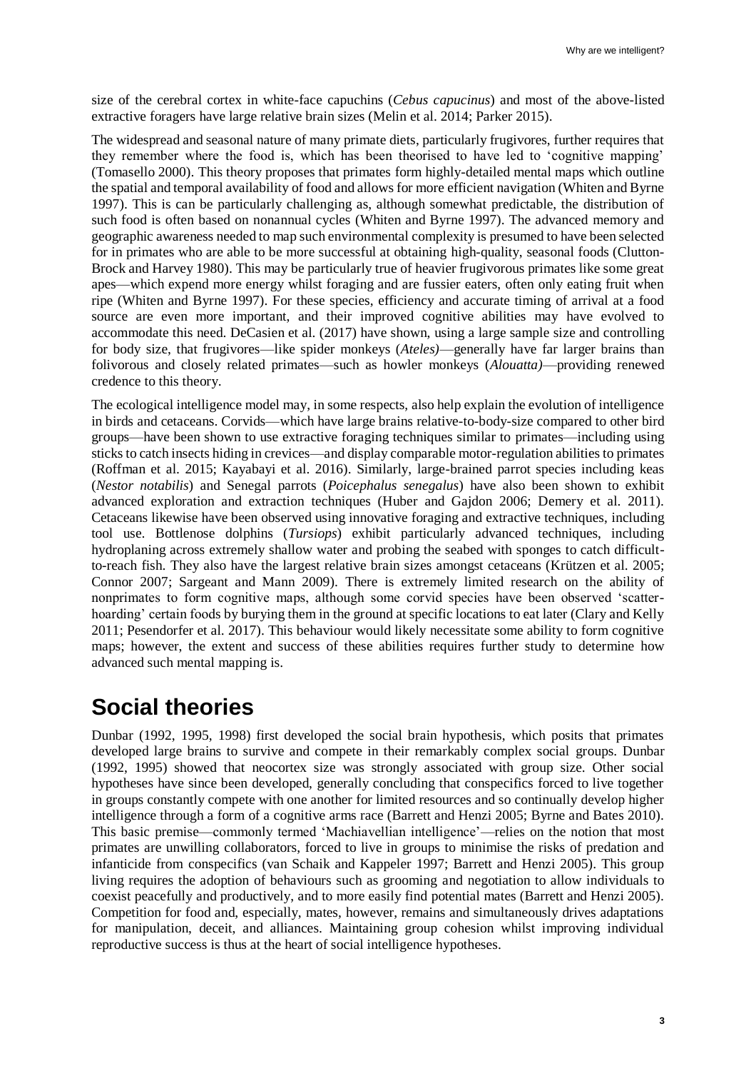size of the cerebral cortex in white-face capuchins (*Cebus capucinus*) and most of the above-listed extractive foragers have large relative brain sizes (Melin et al. 2014; Parker 2015).

The widespread and seasonal nature of many primate diets, particularly frugivores, further requires that they remember where the food is, which has been theorised to have led to 'cognitive mapping' (Tomasello 2000). This theory proposes that primates form highly-detailed mental maps which outline the spatial and temporal availability of food and allows for more efficient navigation (Whiten and Byrne 1997). This is can be particularly challenging as, although somewhat predictable, the distribution of such food is often based on nonannual cycles (Whiten and Byrne 1997). The advanced memory and geographic awareness needed to map such environmental complexity is presumed to have been selected for in primates who are able to be more successful at obtaining high-quality, seasonal foods (Clutton-Brock and Harvey 1980). This may be particularly true of heavier frugivorous primates like some great apes—which expend more energy whilst foraging and are fussier eaters, often only eating fruit when ripe (Whiten and Byrne 1997). For these species, efficiency and accurate timing of arrival at a food source are even more important, and their improved cognitive abilities may have evolved to accommodate this need. DeCasien et al. (2017) have shown, using a large sample size and controlling for body size, that frugivores—like spider monkeys (*Ateles)*—generally have far larger brains than folivorous and closely related primates—such as howler monkeys (*Alouatta)*—providing renewed credence to this theory.

The ecological intelligence model may, in some respects, also help explain the evolution of intelligence in birds and cetaceans. Corvids—which have large brains relative-to-body-size compared to other bird groups—have been shown to use extractive foraging techniques similar to primates—including using sticks to catch insects hiding in crevices—and display comparable motor-regulation abilities to primates (Roffman et al. 2015; Kayabayi et al. 2016). Similarly, large-brained parrot species including keas (*Nestor notabilis*) and Senegal parrots (*Poicephalus senegalus*) have also been shown to exhibit advanced exploration and extraction techniques (Huber and Gajdon 2006; Demery et al. 2011). Cetaceans likewise have been observed using innovative foraging and extractive techniques, including tool use. Bottlenose dolphins (*Tursiops*) exhibit particularly advanced techniques, including hydroplaning across extremely shallow water and probing the seabed with sponges to catch difficult-to-reach fish. They also have the largest relative brain sizes amongst cetaceans (Krützen et al. 2005; Connor 2007; Sargeant and Mann 2009). There is extremely limited research on the ability of nonprimates to form cognitive maps, although some corvid species have been observed 'scatter-hoarding' certain foods by burying them in the ground at specific locations to eat later (Clary and Kelly 2011; Pesendorfer et al. 2017). This behaviour would likely necessitate some ability to form cognitive maps; however, the extent and success of these abilities requires further study to determine how advanced such mental mapping is.

# Social theories

Dunbar (1992, 1995, 1998) first developed the social brain hypothesis, which posits that primates developed large brains to survive and compete in their remarkably complex social groups. Dunbar (1992, 1995) showed that neocortex size was strongly associated with group size. Other social hypotheses have since been developed, generally concluding that conspecifics forced to live together in groups constantly compete with one another for limited resources and so continually develop higher intelligence through a form of a cognitive arms race (Barrett and Henzi 2005; Byrne and Bates 2010). This basic premise—commonly termed 'Machiavellian intelligence'—relies on the notion that most primates are unwilling collaborators, forced to live in groups to minimise the risks of predation and infanticide from conspecifics (van Schaik and Kappeler 1997; Barrett and Henzi 2005). This group living requires the adoption of behaviours such as grooming and negotiation to allow individuals to coexist peacefully and productively, and to more easily find potential mates (Barrett and Henzi 2005). Competition for food and, especially, mates, however, remains and simultaneously drives adaptations for manipulation, deceit, and alliances. Maintaining group cohesion whilst improving individual reproductive success is thus at the heart of social intelligence hypotheses.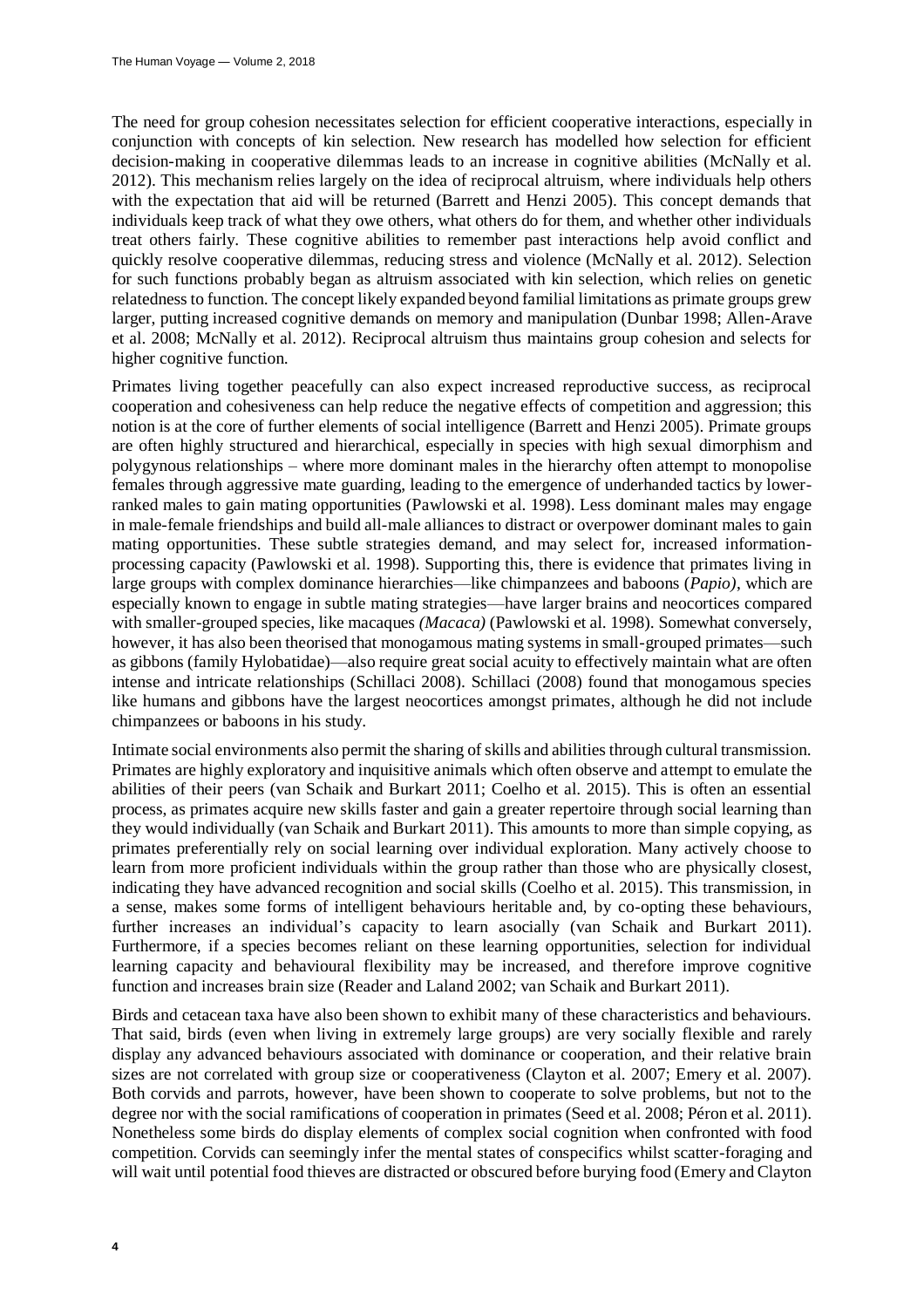The need for group cohesion necessitates selection for efficient cooperative interactions, especially in conjunction with concepts of kin selection. New research has modelled how selection for efficient decision-making in cooperative dilemmas leads to an increase in cognitive abilities (McNally et al. 2012). This mechanism relies largely on the idea of reciprocal altruism, where individuals help others with the expectation that aid will be returned (Barrett and Henzi 2005). This concept demands that individuals keep track of what they owe others, what others do for them, and whether other individuals treat others fairly. These cognitive abilities to remember past interactions help avoid conflict and quickly resolve cooperative dilemmas, reducing stress and violence (McNally et al. 2012). Selection for such functions probably began as altruism associated with kin selection, which relies on genetic relatedness to function. The concept likely expanded beyond familial limitations as primate groups grew larger, putting increased cognitive demands on memory and manipulation (Dunbar 1998; Allen-Arave et al. 2008; McNally et al. 2012). Reciprocal altruism thus maintains group cohesion and selects for higher cognitive function.

Primates living together peacefully can also expect increased reproductive success, as reciprocal cooperation and cohesiveness can help reduce the negative effects of competition and aggression; this notion is at the core of further elements of social intelligence (Barrett and Henzi 2005). Primate groups are often highly structured and hierarchical, especially in species with high sexual dimorphism and polygynous relationships – where more dominant males in the hierarchy often attempt to monopolise females through aggressive mate guarding, leading to the emergence of underhanded tactics by lower-ranked males to gain mating opportunities (Pawlowski et al. 1998). Less dominant males may engage in male-female friendships and build all-male alliances to distract or overpower dominant males to gain mating opportunities. These subtle strategies demand, and may select for, increased information-processing capacity (Pawlowski et al. 1998). Supporting this, there is evidence that primates living in large groups with complex dominance hierarchies—like chimpanzees and baboons (*Papio)*, which are especially known to engage in subtle mating strategies—have larger brains and neocortices compared with smaller-grouped species, like macaques *(Macaca)* (Pawlowski et al. 1998). Somewhat conversely, however, it has also been theorised that monogamous mating systems in small-grouped primates—such as gibbons (family Hylobatidae)—also require great social acuity to effectively maintain what are often intense and intricate relationships (Schillaci 2008). Schillaci (2008) found that monogamous species like humans and gibbons have the largest neocortices amongst primates, although he did not include chimpanzees or baboons in his study.

Intimate social environments also permit the sharing of skills and abilities through cultural transmission. Primates are highly exploratory and inquisitive animals which often observe and attempt to emulate the abilities of their peers (van Schaik and Burkart 2011; Coelho et al. 2015). This is often an essential process, as primates acquire new skills faster and gain a greater repertoire through social learning than they would individually (van Schaik and Burkart 2011). This amounts to more than simple copying, as primates preferentially rely on social learning over individual exploration. Many actively choose to learn from more proficient individuals within the group rather than those who are physically closest, indicating they have advanced recognition and social skills (Coelho et al. 2015). This transmission, in a sense, makes some forms of intelligent behaviours heritable and, by co-opting these behaviours, further increases an individual's capacity to learn asocially (van Schaik and Burkart 2011). Furthermore, if a species becomes reliant on these learning opportunities, selection for individual learning capacity and behavioural flexibility may be increased, and therefore improve cognitive function and increases brain size (Reader and Laland 2002; van Schaik and Burkart 2011).

Birds and cetacean taxa have also been shown to exhibit many of these characteristics and behaviours. That said, birds (even when living in extremely large groups) are very socially flexible and rarely display any advanced behaviours associated with dominance or cooperation, and their relative brain sizes are not correlated with group size or cooperativeness (Clayton et al. 2007; Emery et al. 2007). Both corvids and parrots, however, have been shown to cooperate to solve problems, but not to the degree nor with the social ramifications of cooperation in primates (Seed et al. 2008; Péron et al. 2011). Nonetheless some birds do display elements of complex social cognition when confronted with food competition. Corvids can seemingly infer the mental states of conspecifics whilst scatter-foraging and will wait until potential food thieves are distracted or obscured before burying food (Emery and Clayton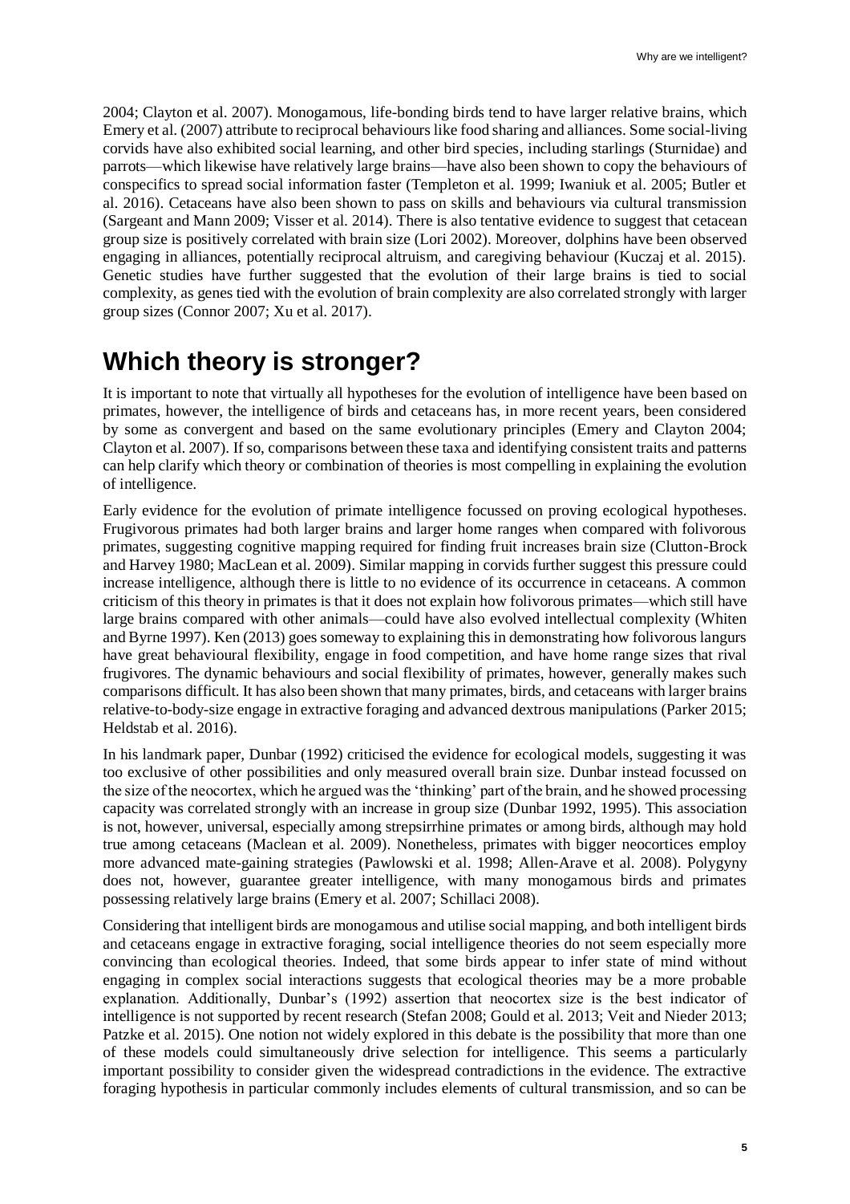2004; Clayton et al. 2007). Monogamous, life-bonding birds tend to have larger relative brains, which Emery et al. (2007) attribute to reciprocal behaviours like food sharing and alliances. Some social-living corvids have also exhibited social learning, and other bird species, including starlings (Sturnidae) and parrots—which likewise have relatively large brains—have also been shown to copy the behaviours of conspecifics to spread social information faster (Templeton et al. 1999; Iwaniuk et al. 2005; Butler et al. 2016). Cetaceans have also been shown to pass on skills and behaviours via cultural transmission (Sargeant and Mann 2009; Visser et al. 2014). There is also tentative evidence to suggest that cetacean group size is positively correlated with brain size (Lori 2002). Moreover, dolphins have been observed engaging in alliances, potentially reciprocal altruism, and caregiving behaviour (Kuczaj et al. 2015). Genetic studies have further suggested that the evolution of their large brains is tied to social complexity, as genes tied with the evolution of brain complexity are also correlated strongly with larger group sizes (Connor 2007; Xu et al. 2017).

# Which theory is stronger?

It is important to note that virtually all hypotheses for the evolution of intelligence have been based on primates, however, the intelligence of birds and cetaceans has, in more recent years, been considered by some as convergent and based on the same evolutionary principles (Emery and Clayton 2004; Clayton et al. 2007). If so, comparisons between these taxa and identifying consistent traits and patterns can help clarify which theory or combination of theories is most compelling in explaining the evolution of intelligence.

Early evidence for the evolution of primate intelligence focussed on proving ecological hypotheses. Frugivorous primates had both larger brains and larger home ranges when compared with folivorous primates, suggesting cognitive mapping required for finding fruit increases brain size (Clutton-Brock and Harvey 1980; MacLean et al. 2009). Similar mapping in corvids further suggest this pressure could increase intelligence, although there is little to no evidence of its occurrence in cetaceans. A common criticism of this theory in primates is that it does not explain how folivorous primates—which still have large brains compared with other animals—could have also evolved intellectual complexity (Whiten and Byrne 1997). Ken (2013) goes someway to explaining this in demonstrating how folivorous langurs have great behavioural flexibility, engage in food competition, and have home range sizes that rival frugivores. The dynamic behaviours and social flexibility of primates, however, generally makes such comparisons difficult. It has also been shown that many primates, birds, and cetaceans with larger brains relative-to-body-size engage in extractive foraging and advanced dextrous manipulations (Parker 2015; Heldstab et al. 2016).

In his landmark paper, Dunbar (1992) criticised the evidence for ecological models, suggesting it was too exclusive of other possibilities and only measured overall brain size. Dunbar instead focussed on the size of the neocortex, which he argued was the 'thinking' part of the brain, and he showed processing capacity was correlated strongly with an increase in group size (Dunbar 1992, 1995). This association is not, however, universal, especially among strepsirrhine primates or among birds, although may hold true among cetaceans (Maclean et al. 2009). Nonetheless, primates with bigger neocortices employ more advanced mate-gaining strategies (Pawlowski et al. 1998; Allen-Arave et al. 2008). Polygyny does not, however, guarantee greater intelligence, with many monogamous birds and primates possessing relatively large brains (Emery et al. 2007; Schillaci 2008).

Considering that intelligent birds are monogamous and utilise social mapping, and both intelligent birds and cetaceans engage in extractive foraging, social intelligence theories do not seem especially more convincing than ecological theories. Indeed, that some birds appear to infer state of mind without engaging in complex social interactions suggests that ecological theories may be a more probable explanation. Additionally, Dunbar's (1992) assertion that neocortex size is the best indicator of intelligence is not supported by recent research (Stefan 2008; Gould et al. 2013; Veit and Nieder 2013; Patzke et al. 2015). One notion not widely explored in this debate is the possibility that more than one of these models could simultaneously drive selection for intelligence. This seems a particularly important possibility to consider given the widespread contradictions in the evidence. The extractive foraging hypothesis in particular commonly includes elements of cultural transmission, and so can be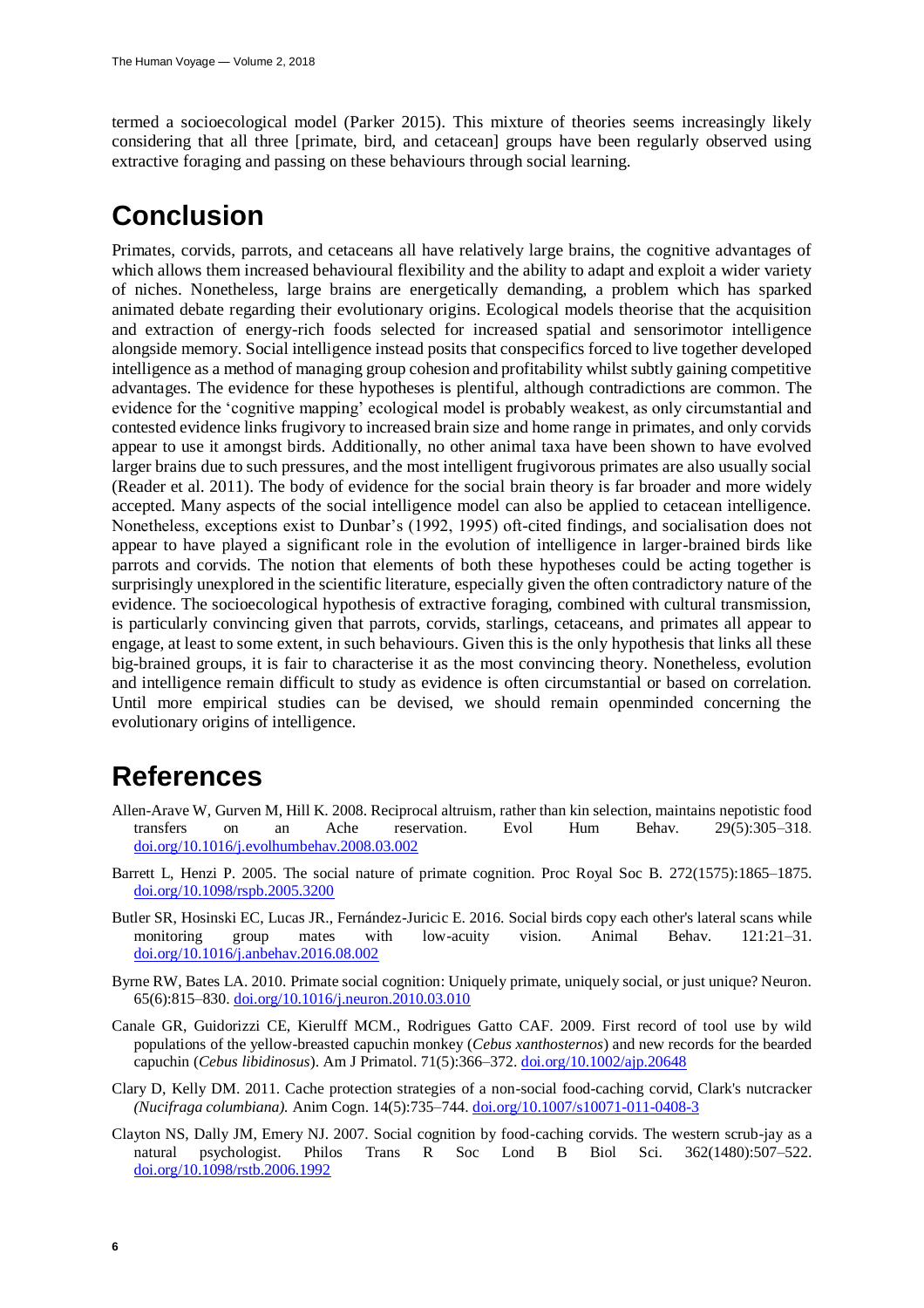termed a socioecological model (Parker 2015). This mixture of theories seems increasingly likely considering that all three [primate, bird, and cetacean] groups have been regularly observed using extractive foraging and passing on these behaviours through social learning.

# Conclusion

Primates, corvids, parrots, and cetaceans all have relatively large brains, the cognitive advantages of which allows them increased behavioural flexibility and the ability to adapt and exploit a wider variety of niches. Nonetheless, large brains are energetically demanding, a problem which has sparked animated debate regarding their evolutionary origins. Ecological models theorise that the acquisition and extraction of energy-rich foods selected for increased spatial and sensorimotor intelligence alongside memory. Social intelligence instead posits that conspecifics forced to live together developed intelligence as a method of managing group cohesion and profitability whilst subtly gaining competitive advantages. The evidence for these hypotheses is plentiful, although contradictions are common. The evidence for the 'cognitive mapping' ecological model is probably weakest, as only circumstantial and contested evidence links frugivory to increased brain size and home range in primates, and only corvids appear to use it amongst birds. Additionally, no other animal taxa have been shown to have evolved larger brains due to such pressures, and the most intelligent frugivorous primates are also usually social (Reader et al. 2011). The body of evidence for the social brain theory is far broader and more widely accepted. Many aspects of the social intelligence model can also be applied to cetacean intelligence. Nonetheless, exceptions exist to Dunbar's (1992, 1995) oft-cited findings, and socialisation does not appear to have played a significant role in the evolution of intelligence in larger-brained birds like parrots and corvids. The notion that elements of both these hypotheses could be acting together is surprisingly unexplored in the scientific literature, especially given the often contradictory nature of the evidence. The socioecological hypothesis of extractive foraging, combined with cultural transmission, is particularly convincing given that parrots, corvids, starlings, cetaceans, and primates all appear to engage, at least to some extent, in such behaviours. Given this is the only hypothesis that links all these big-brained groups, it is fair to characterise it as the most convincing theory. Nonetheless, evolution and intelligence remain difficult to study as evidence is often circumstantial or based on correlation. Until more empirical studies can be devised, we should remain openminded concerning the evolutionary origins of intelligence.

# References

Allen-Arave W, Gurven M, Hill K. 2008. Reciprocal altruism, rather than kin selection, maintains nepotistic food transfers on an Ache reservation. Evol Hum Behav. 29(5):305–318. doi.org/10.1016/j.evolhumbehav.2008.03.002

Barrett L, Henzi P. 2005. The social nature of primate cognition. Proc Royal Soc B. 272(1575):1865–1875. doi.org/10.1098/rspb.2005.3200

Butler SR, Hosinski EC, Lucas JR., Fernández-Juricic E. 2016. Social birds copy each other's lateral scans while monitoring group mates with low-acuity vision. Animal Behav. 121:21–31. doi.org/10.1016/j.anbehav.2016.08.002

Byrne RW, Bates LA. 2010. Primate social cognition: Uniquely primate, uniquely social, or just unique? Neuron. 65(6):815–830. doi.org/10.1016/j.neuron.2010.03.010

Canale GR, Guidorizzi CE, Kierulff MCM., Rodrigues Gatto CAF. 2009. First record of tool use by wild populations of the yellow-breasted capuchin monkey (*Cebus xanthosternos*) and new records for the bearded capuchin (*Cebus libidinosus*). Am J Primatol. 71(5):366–372. doi.org/10.1002/ajp.20648

Clary D, Kelly DM. 2011. Cache protection strategies of a non-social food-caching corvid, Clark's nutcracker *(Nucifraga columbiana).* Anim Cogn. 14(5):735–744. doi.org/10.1007/s10071-011-0408-3

Clayton NS, Dally JM, Emery NJ. 2007. Social cognition by food-caching corvids. The western scrub-jay as a natural psychologist. Philos Trans R Soc Lond B Biol Sci. 362(1480):507–522. doi.org/10.1098/rstb.2006.1992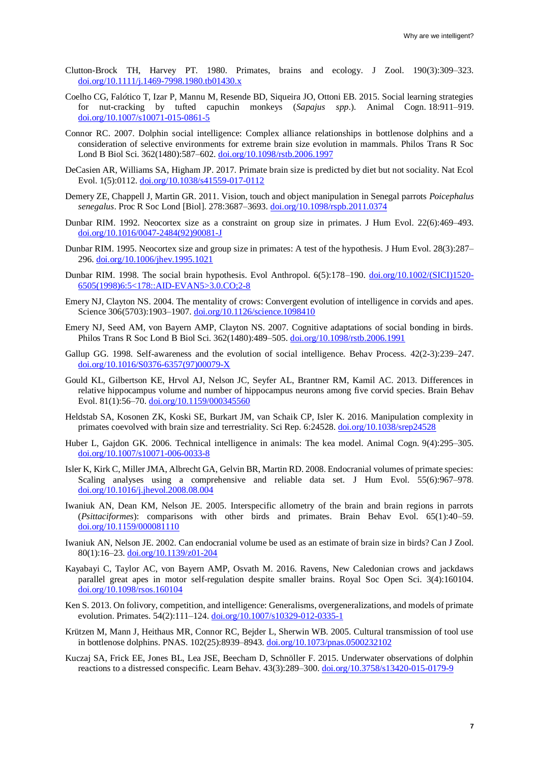Clutton-Brock TH, Harvey PT. 1980. Primates, brains and ecology. J Zool. 190(3):309–323. doi.org/10.1111/j.1469-7998.1980.tb01430.x

Coelho CG, Falótico T, Izar P, Mannu M, Resende BD, Siqueira JO, Ottoni EB. 2015. Social learning strategies for nut-cracking by tufted capuchin monkeys (*Sapajus spp*.). Animal Cogn. 18:911–919. doi.org/10.1007/s10071-015-0861-5

Connor RC. 2007. Dolphin social intelligence: Complex alliance relationships in bottlenose dolphins and a consideration of selective environments for extreme brain size evolution in mammals. Philos Trans R Soc Lond B Biol Sci. 362(1480):587–602. doi.org/10.1098/rstb.2006.1997

DeCasien AR, Williams SA, Higham JP. 2017. Primate brain size is predicted by diet but not sociality. Nat Ecol Evol. 1(5):0112. doi.org/10.1038/s41559-017-0112

Demery ZE, Chappell J, Martin GR. 2011. Vision, touch and object manipulation in Senegal parrots *Poicephalus senegalus*. Proc R Soc Lond [Biol]. 278:3687–3693. doi.org/10.1098/rspb.2011.0374

Dunbar RIM. 1992. Neocortex size as a constraint on group size in primates. J Hum Evol. 22(6):469–493. doi.org/10.1016/0047-2484(92)90081-J

Dunbar RIM. 1995. Neocortex size and group size in primates: A test of the hypothesis. J Hum Evol. 28(3):287–296. doi.org/10.1006/jhev.1995.1021

Dunbar RIM. 1998. The social brain hypothesis. Evol Anthropol. 6(5):178–190. doi.org/10.1002/(SICI)1520-6505(1998)6:5<178::AID-EVAN5>3.0.CO;2-8

Emery NJ, Clayton NS. 2004. The mentality of crows: Convergent evolution of intelligence in corvids and apes. Science 306(5703):1903–1907. doi.org/10.1126/science.1098410

Emery NJ, Seed AM, von Bayern AMP, Clayton NS. 2007. Cognitive adaptations of social bonding in birds. Philos Trans R Soc Lond B Biol Sci. 362(1480):489–505. doi.org/10.1098/rstb.2006.1991

Gallup GG. 1998. Self-awareness and the evolution of social intelligence. Behav Process. 42(2-3):239–247. doi.org/10.1016/S0376-6357(97)00079-X

Gould KL, Gilbertson KE, Hrvol AJ, Nelson JC, Seyfer AL, Brantner RM, Kamil AC. 2013. Differences in relative hippocampus volume and number of hippocampus neurons among five corvid species. Brain Behav Evol. 81(1):56–70. doi.org/10.1159/000345560

Heldstab SA, Kosonen ZK, Koski SE, Burkart JM, van Schaik CP, Isler K. 2016. Manipulation complexity in primates coevolved with brain size and terrestriality. Sci Rep. 6:24528. doi.org/10.1038/srep24528

Huber L, Gajdon GK. 2006. Technical intelligence in animals: The kea model. Animal Cogn. 9(4):295–305. doi.org/10.1007/s10071-006-0033-8

Isler K, Kirk C, Miller JMA, Albrecht GA, Gelvin BR, Martin RD. 2008. Endocranial volumes of primate species: Scaling analyses using a comprehensive and reliable data set. J Hum Evol. 55(6):967–978. doi.org/10.1016/j.jhevol.2008.08.004

Iwaniuk AN, Dean KM, Nelson JE. 2005. Interspecific allometry of the brain and brain regions in parrots (*Psittaciformes*): comparisons with other birds and primates. Brain Behav Evol. 65(1):40–59. doi.org/10.1159/000081110

Iwaniuk AN, Nelson JE. 2002. Can endocranial volume be used as an estimate of brain size in birds? Can J Zool. 80(1):16–23. doi.org/10.1139/z01-204

Kayabayi C, Taylor AC, von Bayern AMP, Osvath M. 2016. Ravens, New Caledonian crows and jackdaws parallel great apes in motor self-regulation despite smaller brains. Royal Soc Open Sci. 3(4):160104. doi.org/10.1098/rsos.160104

Ken S. 2013. On folivory, competition, and intelligence: Generalisms, overgeneralizations, and models of primate evolution. Primates. 54(2):111–124. doi.org/10.1007/s10329-012-0335-1

Krützen M, Mann J, Heithaus MR, Connor RC, Bejder L, Sherwin WB. 2005. Cultural transmission of tool use in bottlenose dolphins. PNAS. 102(25):8939–8943. doi.org/10.1073/pnas.0500232102

Kuczaj SA, Frick EE, Jones BL, Lea JSE, Beecham D, Schnöller F. 2015. Underwater observations of dolphin reactions to a distressed conspecific. Learn Behav. 43(3):289–300. doi.org/10.3758/s13420-015-0179-9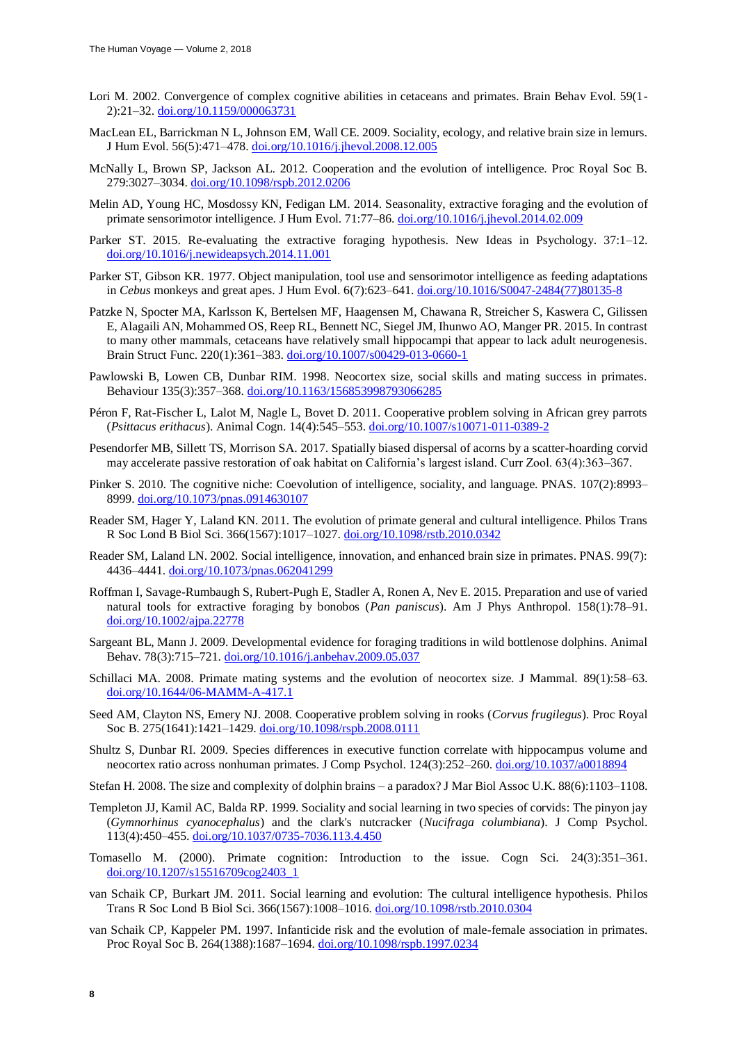Lori M. 2002. Convergence of complex cognitive abilities in cetaceans and primates. Brain Behav Evol. 59(1-2):21–32. doi.org/10.1159/000063731

MacLean EL, Barrickman N L, Johnson EM, Wall CE. 2009. Sociality, ecology, and relative brain size in lemurs. J Hum Evol. 56(5):471–478. doi.org/10.1016/j.jhevol.2008.12.005

McNally L, Brown SP, Jackson AL. 2012. Cooperation and the evolution of intelligence. Proc Royal Soc B. 279:3027–3034. doi.org/10.1098/rspb.2012.0206

Melin AD, Young HC, Mosdossy KN, Fedigan LM. 2014. Seasonality, extractive foraging and the evolution of primate sensorimotor intelligence. J Hum Evol. 71:77–86. doi.org/10.1016/j.jhevol.2014.02.009

Parker ST. 2015. Re-evaluating the extractive foraging hypothesis. New Ideas in Psychology. 37:1–12. doi.org/10.1016/j.newideapsych.2014.11.001

Parker ST, Gibson KR. 1977. Object manipulation, tool use and sensorimotor intelligence as feeding adaptations in *Cebus* monkeys and great apes. J Hum Evol. 6(7):623–641. doi.org/10.1016/S0047-2484(77)80135-8

Patzke N, Spocter MA, Karlsson K, Bertelsen MF, Haagensen M, Chawana R, Streicher S, Kaswera C, Gilissen E, Alagaili AN, Mohammed OS, Reep RL, Bennett NC, Siegel JM, Ihunwo AO, Manger PR. 2015. In contrast to many other mammals, cetaceans have relatively small hippocampi that appear to lack adult neurogenesis. Brain Struct Func. 220(1):361–383. doi.org/10.1007/s00429-013-0660-1

Pawlowski B, Lowen CB, Dunbar RIM. 1998. Neocortex size, social skills and mating success in primates. Behaviour 135(3):357–368. doi.org/10.1163/156853998793066285

Péron F, Rat-Fischer L, Lalot M, Nagle L, Bovet D. 2011. Cooperative problem solving in African grey parrots (*Psittacus erithacus*). Animal Cogn. 14(4):545–553. doi.org/10.1007/s10071-011-0389-2

Pesendorfer MB, Sillett TS, Morrison SA. 2017. Spatially biased dispersal of acorns by a scatter-hoarding corvid may accelerate passive restoration of oak habitat on California's largest island. Curr Zool. 63(4):363–367.

Pinker S. 2010. The cognitive niche: Coevolution of intelligence, sociality, and language. PNAS. 107(2):8993–8999. doi.org/10.1073/pnas.0914630107

Reader SM, Hager Y, Laland KN. 2011. The evolution of primate general and cultural intelligence. Philos Trans R Soc Lond B Biol Sci. 366(1567):1017–1027. doi.org/10.1098/rstb.2010.0342

Reader SM, Laland LN. 2002. Social intelligence, innovation, and enhanced brain size in primates. PNAS. 99(7): 4436–4441. doi.org/10.1073/pnas.062041299

Roffman I, Savage-Rumbaugh S, Rubert-Pugh E, Stadler A, Ronen A, Nev E. 2015. Preparation and use of varied natural tools for extractive foraging by bonobos (*Pan paniscus*). Am J Phys Anthropol. 158(1):78–91. doi.org/10.1002/ajpa.22778

Sargeant BL, Mann J. 2009. Developmental evidence for foraging traditions in wild bottlenose dolphins. Animal Behav. 78(3):715–721. doi.org/10.1016/j.anbehav.2009.05.037

Schillaci MA. 2008. Primate mating systems and the evolution of neocortex size. J Mammal. 89(1):58–63. doi.org/10.1644/06-MAMM-A-417.1

Seed AM, Clayton NS, Emery NJ. 2008. Cooperative problem solving in rooks (*Corvus frugilegus*). Proc Royal Soc B. 275(1641):1421–1429. doi.org/10.1098/rspb.2008.0111

Shultz S, Dunbar RI. 2009. Species differences in executive function correlate with hippocampus volume and neocortex ratio across nonhuman primates. J Comp Psychol. 124(3):252–260. doi.org/10.1037/a0018894

Stefan H. 2008. The size and complexity of dolphin brains – a paradox? J Mar Biol Assoc U.K. 88(6):1103–1108.

Templeton JJ, Kamil AC, Balda RP. 1999. Sociality and social learning in two species of corvids: The pinyon jay (*Gymnorhinus cyanocephalus*) and the clark's nutcracker (*Nucifraga columbiana*). J Comp Psychol. 113(4):450–455. doi.org/10.1037/0735-7036.113.4.450

Tomasello M. (2000). Primate cognition: Introduction to the issue. Cogn Sci. 24(3):351–361. doi.org/10.1207/s15516709cog2403_1

van Schaik CP, Burkart JM. 2011. Social learning and evolution: The cultural intelligence hypothesis. Philos Trans R Soc Lond B Biol Sci. 366(1567):1008–1016. doi.org/10.1098/rstb.2010.0304

van Schaik CP, Kappeler PM. 1997. Infanticide risk and the evolution of male-female association in primates. Proc Royal Soc B. 264(1388):1687–1694. doi.org/10.1098/rspb.1997.0234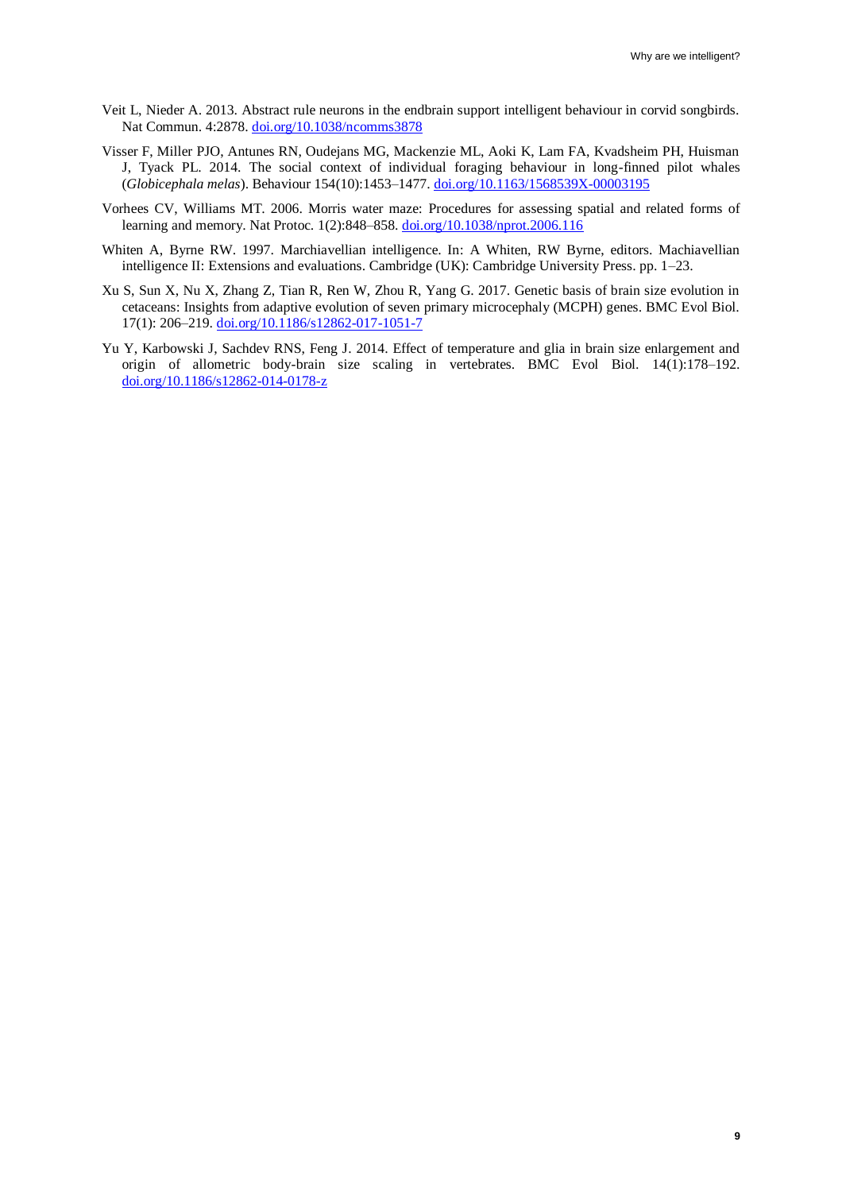Veit L, Nieder A. 2013. Abstract rule neurons in the endbrain support intelligent behaviour in corvid songbirds. Nat Commun. 4:2878. doi.org/10.1038/ncomms3878

Visser F, Miller PJO, Antunes RN, Oudejans MG, Mackenzie ML, Aoki K, Lam FA, Kvadsheim PH, Huisman J, Tyack PL. 2014. The social context of individual foraging behaviour in long-finned pilot whales (*Globicephala melas*). Behaviour 154(10):1453–1477. doi.org/10.1163/1568539X-00003195

Vorhees CV, Williams MT. 2006. Morris water maze: Procedures for assessing spatial and related forms of learning and memory. Nat Protoc. 1(2):848–858. doi.org/10.1038/nprot.2006.116

Whiten A, Byrne RW. 1997. Marchiavellian intelligence. In: A Whiten, RW Byrne, editors. Machiavellian intelligence II: Extensions and evaluations. Cambridge (UK): Cambridge University Press. pp. 1–23.

Xu S, Sun X, Nu X, Zhang Z, Tian R, Ren W, Zhou R, Yang G. 2017. Genetic basis of brain size evolution in cetaceans: Insights from adaptive evolution of seven primary microcephaly (MCPH) genes. BMC Evol Biol. 17(1): 206–219. doi.org/10.1186/s12862-017-1051-7

Yu Y, Karbowski J, Sachdev RNS, Feng J. 2014. Effect of temperature and glia in brain size enlargement and origin of allometric body-brain size scaling in vertebrates. BMC Evol Biol. 14(1):178–192. doi.org/10.1186/s12862-014-0178-z